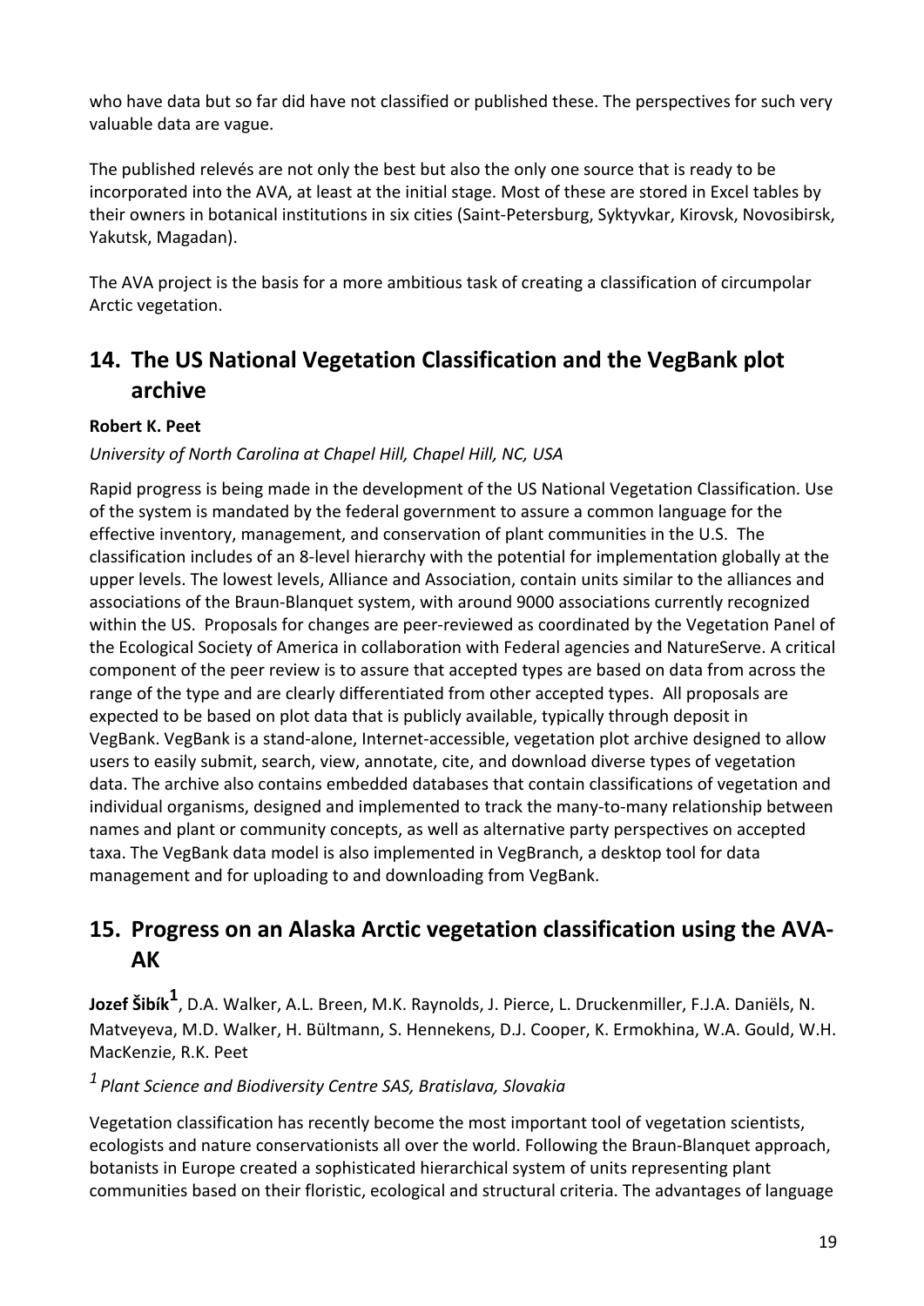who have data but so far did have not classified or published these. The perspectives for such very valuable data are vague.

The published relevés are not only the best but also the only one source that is ready to be incorporated into the AVA, at least at the initial stage. Most of these are stored in Excel tables by their owners in botanical institutions in six cities (Saint-Petersburg, Syktyvkar, Kirovsk, Novosibirsk, Yakutsk, Magadan).

The AVA project is the basis for a more ambitious task of creating a classification of circumpolar Arctic vegetation.

## 14. The US National Vegetation Classification and the VegBank plot archive

**Robert K. Peet**

*University of North Carolina at Chapel Hill, Chapel Hill, NC, USA*

Rapid progress is being made in the development of the US National Vegetation Classification. Use of the system is mandated by the federal government to assure a common language for the effective inventory, management, and conservation of plant communities in the U.S. The classification includes of an 8-level hierarchy with the potential for implementation globally at the upper levels. The lowest levels, Alliance and Association, contain units similar to the alliances and associations of the Braun-Blanquet system, with around 9000 associations currently recognized within the US. Proposals for changes are peer-reviewed as coordinated by the Vegetation Panel of the Ecological Society of America in collaboration with Federal agencies and NatureServe. A critical component of the peer review is to assure that accepted types are based on data from across the range of the type and are clearly differentiated from other accepted types. All proposals are expected to be based on plot data that is publicly available, typically through deposit in VegBank. VegBank is a stand-alone, Internet-accessible, vegetation plot archive designed to allow users to easily submit, search, view, annotate, cite, and download diverse types of vegetation data. The archive also contains embedded databases that contain classifications of vegetation and individual organisms, designed and implemented to track the many-to-many relationship between names and plant or community concepts, as well as alternative party perspectives on accepted taxa. The VegBank data model is also implemented in VegBranch, a desktop tool for data management and for uploading to and downloading from VegBank.

## 15. Progress on an Alaska Arctic vegetation classification using the AVA-AK

**Jozef Šibík**[1], D.A. Walker, A.L. Breen, M.K. Raynolds, J. Pierce, L. Druckenmiller, F.J.A. Daniëls, N. Matveyeva, M.D. Walker, H. Bültmann, S. Hennekens, D.J. Cooper, K. Ermokhina, W.A. Gould, W.H. MacKenzie, R.K. Peet

[1] *Plant Science and Biodiversity Centre SAS, Bratislava, Slovakia*

Vegetation classification has recently become the most important tool of vegetation scientists, ecologists and nature conservationists all over the world. Following the Braun-Blanquet approach, botanists in Europe created a sophisticated hierarchical system of units representing plant communities based on their floristic, ecological and structural criteria. The advantages of language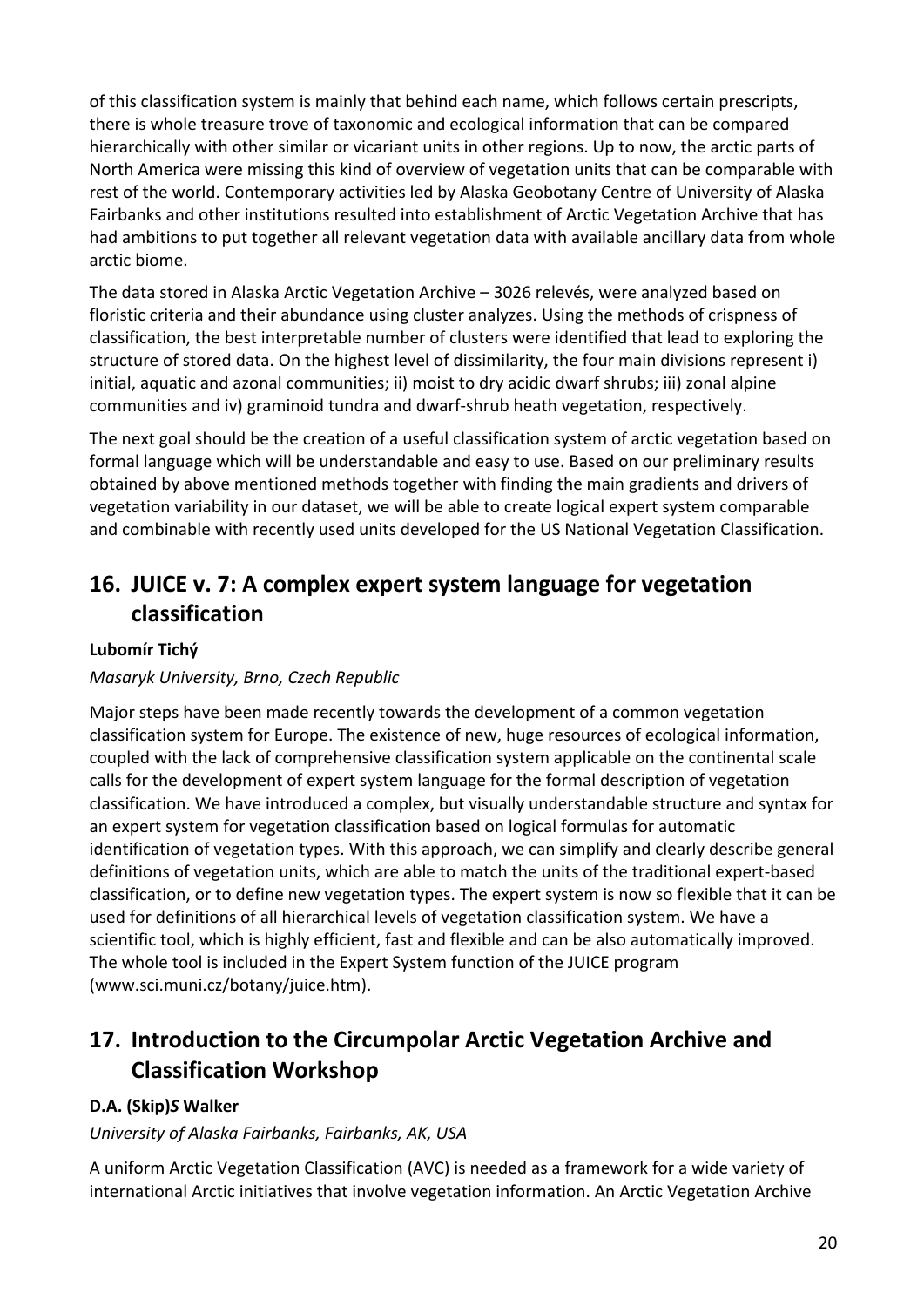of this classification system is mainly that behind each name, which follows certain prescripts, there is whole treasure trove of taxonomic and ecological information that can be compared hierarchically with other similar or vicariant units in other regions. Up to now, the arctic parts of North America were missing this kind of overview of vegetation units that can be comparable with rest of the world. Contemporary activities led by Alaska Geobotany Centre of University of Alaska Fairbanks and other institutions resulted into establishment of Arctic Vegetation Archive that has had ambitions to put together all relevant vegetation data with available ancillary data from whole arctic biome.

The data stored in Alaska Arctic Vegetation Archive – 3026 relevés, were analyzed based on floristic criteria and their abundance using cluster analyzes. Using the methods of crispness of classification, the best interpretable number of clusters were identified that lead to exploring the structure of stored data. On the highest level of dissimilarity, the four main divisions represent i) initial, aquatic and azonal communities; ii) moist to dry acidic dwarf shrubs; iii) zonal alpine communities and iv) graminoid tundra and dwarf-shrub heath vegetation, respectively.

The next goal should be the creation of a useful classification system of arctic vegetation based on formal language which will be understandable and easy to use. Based on our preliminary results obtained by above mentioned methods together with finding the main gradients and drivers of vegetation variability in our dataset, we will be able to create logical expert system comparable and combinable with recently used units developed for the US National Vegetation Classification.

## 16. JUICE v. 7: A complex expert system language for vegetation classification

**Lubomír Tichý**

*Masaryk University, Brno, Czech Republic*

Major steps have been made recently towards the development of a common vegetation classification system for Europe. The existence of new, huge resources of ecological information, coupled with the lack of comprehensive classification system applicable on the continental scale calls for the development of expert system language for the formal description of vegetation classification. We have introduced a complex, but visually understandable structure and syntax for an expert system for vegetation classification based on logical formulas for automatic identification of vegetation types. With this approach, we can simplify and clearly describe general definitions of vegetation units, which are able to match the units of the traditional expert-based classification, or to define new vegetation types. The expert system is now so flexible that it can be used for definitions of all hierarchical levels of vegetation classification system. We have a scientific tool, which is highly efficient, fast and flexible and can be also automatically improved. The whole tool is included in the Expert System function of the JUICE program (www.sci.muni.cz/botany/juice.htm).

## 17. Introduction to the Circumpolar Arctic Vegetation Archive and Classification Workshop

**D.A. (Skip)*S* Walker**

*University of Alaska Fairbanks, Fairbanks, AK, USA*

A uniform Arctic Vegetation Classification (AVC) is needed as a framework for a wide variety of international Arctic initiatives that involve vegetation information. An Arctic Vegetation Archive